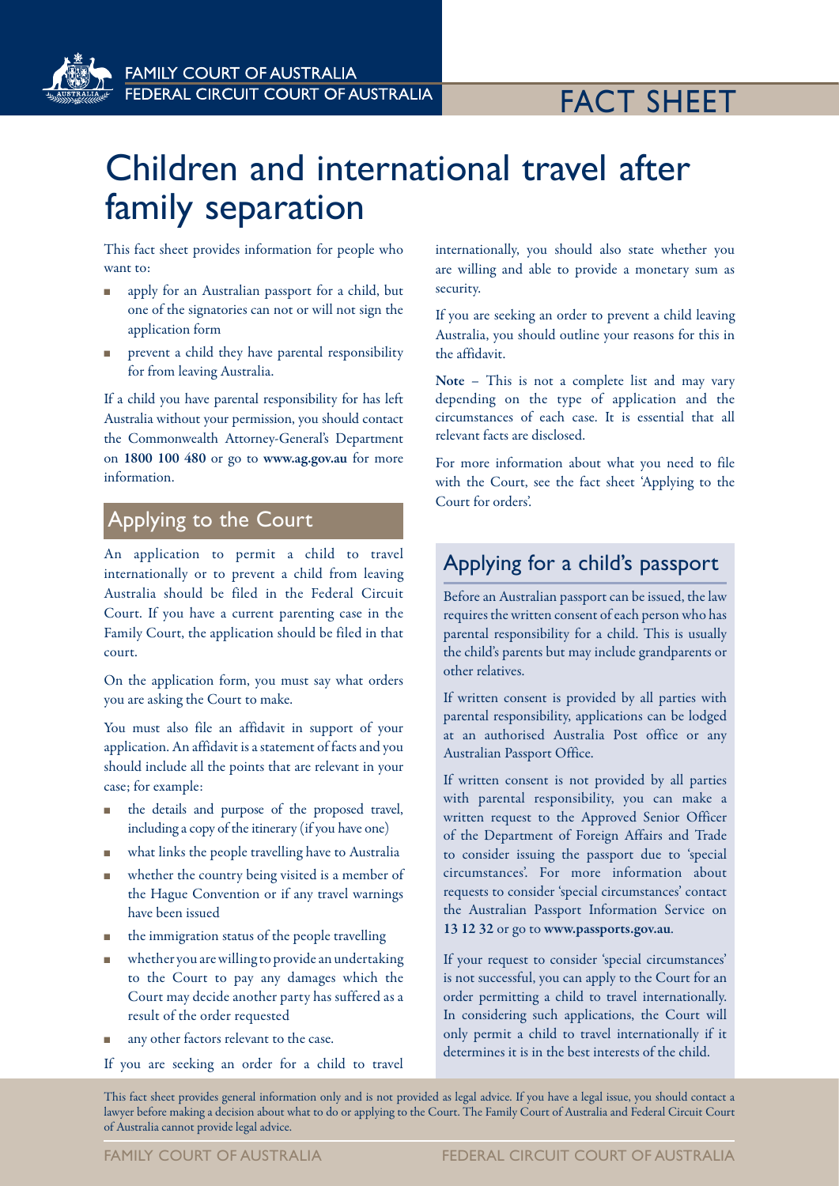FAMILY COURT OF AUSTRALIA
FEDERAL CIRCUIT COURT OF AUSTRALIA

FACT SHEET

# Children and international travel after family separation

This fact sheet provides information for people who want to:

- apply for an Australian passport for a child, but one of the signatories can not or will not sign the application form
- prevent a child they have parental responsibility for from leaving Australia.

If a child you have parental responsibility for has left Australia without your permission, you should contact the Commonwealth Attorney-General's Department on **1800 100 480** or go to **www.ag.gov.au** for more information.

## Applying to the Court

An application to permit a child to travel internationally or to prevent a child from leaving Australia should be filed in the Federal Circuit Court. If you have a current parenting case in the Family Court, the application should be filed in that court.

On the application form, you must say what orders you are asking the Court to make.

You must also file an affidavit in support of your application. An affidavit is a statement of facts and you should include all the points that are relevant in your case; for example:

- the details and purpose of the proposed travel, including a copy of the itinerary (if you have one)
- what links the people travelling have to Australia
- whether the country being visited is a member of the Hague Convention or if any travel warnings have been issued
- the immigration status of the people travelling
- whether you are willing to provide an undertaking to the Court to pay any damages which the Court may decide another party has suffered as a result of the order requested
- any other factors relevant to the case.

If you are seeking an order for a child to travel internationally, you should also state whether you are willing and able to provide a monetary sum as security.

If you are seeking an order to prevent a child leaving Australia, you should outline your reasons for this in the affidavit.

**Note** – This is not a complete list and may vary depending on the type of application and the circumstances of each case. It is essential that all relevant facts are disclosed.

For more information about what you need to file with the Court, see the fact sheet 'Applying to the Court for orders'.

## Applying for a child's passport

Before an Australian passport can be issued, the law requires the written consent of each person who has parental responsibility for a child. This is usually the child's parents but may include grandparents or other relatives.

If written consent is provided by all parties with parental responsibility, applications can be lodged at an authorised Australia Post office or any Australian Passport Office.

If written consent is not provided by all parties with parental responsibility, you can make a written request to the Approved Senior Officer of the Department of Foreign Affairs and Trade to consider issuing the passport due to 'special circumstances'. For more information about requests to consider 'special circumstances' contact the Australian Passport Information Service on **13 12 32** or go to **www.passports.gov.au**.

If your request to consider 'special circumstances' is not successful, you can apply to the Court for an order permitting a child to travel internationally. In considering such applications, the Court will only permit a child to travel internationally if it determines it is in the best interests of the child.

This fact sheet provides general information only and is not provided as legal advice. If you have a legal issue, you should contact a lawyer before making a decision about what to do or applying to the Court. The Family Court of Australia and Federal Circuit Court of Australia cannot provide legal advice.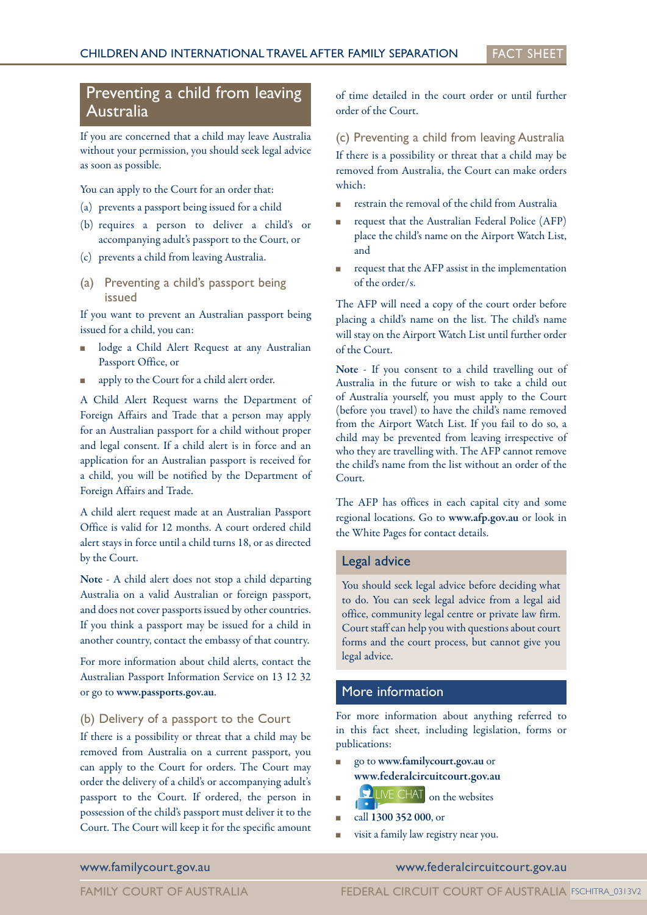## Preventing a child from leaving Australia

If you are concerned that a child may leave Australia without your permission, you should seek legal advice as soon as possible.

You can apply to the Court for an order that:

(a) prevents a passport being issued for a child
(b) requires a person to deliver a child's or accompanying adult's passport to the Court, or
(c) prevents a child from leaving Australia.

### (a) Preventing a child's passport being issued

If you want to prevent an Australian passport being issued for a child, you can:

- lodge a Child Alert Request at any Australian Passport Office, or
- apply to the Court for a child alert order.

A Child Alert Request warns the Department of Foreign Affairs and Trade that a person may apply for an Australian passport for a child without proper and legal consent. If a child alert is in force and an application for an Australian passport is received for a child, you will be notified by the Department of Foreign Affairs and Trade.

A child alert request made at an Australian Passport Office is valid for 12 months. A court ordered child alert stays in force until a child turns 18, or as directed by the Court.

**Note** - A child alert does not stop a child departing Australia on a valid Australian or foreign passport, and does not cover passports issued by other countries. If you think a passport may be issued for a child in another country, contact the embassy of that country.

For more information about child alerts, contact the Australian Passport Information Service on 13 12 32 or go to **www.passports.gov.au**.

### (b) Delivery of a passport to the Court

If there is a possibility or threat that a child may be removed from Australia on a current passport, you can apply to the Court for orders. The Court may order the delivery of a child's or accompanying adult's passport to the Court. If ordered, the person in possession of the child's passport must deliver it to the Court. The Court will keep it for the specific amount of time detailed in the court order or until further order of the Court.

### (c) Preventing a child from leaving Australia

If there is a possibility or threat that a child may be removed from Australia, the Court can make orders which:

- restrain the removal of the child from Australia
- request that the Australian Federal Police (AFP) place the child's name on the Airport Watch List, and
- request that the AFP assist in the implementation of the order/s.

The AFP will need a copy of the court order before placing a child's name on the list. The child's name will stay on the Airport Watch List until further order of the Court.

**Note** - If you consent to a child travelling out of Australia in the future or wish to take a child out of Australia yourself, you must apply to the Court (before you travel) to have the child's name removed from the Airport Watch List. If you fail to do so, a child may be prevented from leaving irrespective of who they are travelling with. The AFP cannot remove the child's name from the list without an order of the Court.

The AFP has offices in each capital city and some regional locations. Go to **www.afp.gov.au** or look in the White Pages for contact details.

## Legal advice

You should seek legal advice before deciding what to do. You can seek legal advice from a legal aid office, community legal centre or private law firm. Court staff can help you with questions about court forms and the court process, but cannot give you legal advice.

## More information

For more information about anything referred to in this fact sheet, including legislation, forms or publications:

- go to **www.familycourt.gov.au** or **www.federalcircuitcourt.gov.au**
- LIVE CHAT on the websites
- call **1300 352 000**, or
- visit a family law registry near you.